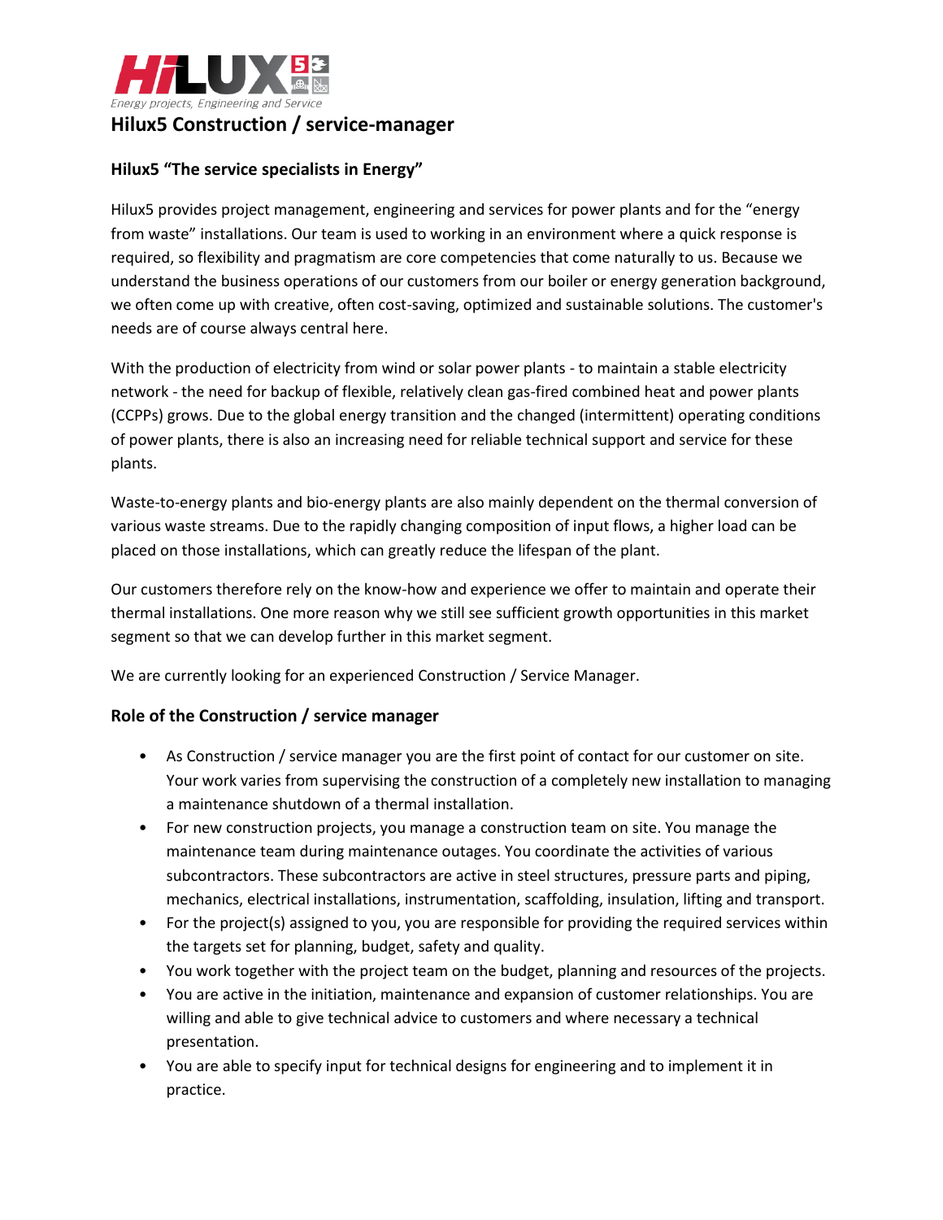Energy projects, Engineering and Service

# Hilux5 Construction / service-manager

## Hilux5 “The service specialists in Energy”

Hilux5 provides project management, engineering and services for power plants and for the “energy from waste” installations. Our team is used to working in an environment where a quick response is required, so flexibility and pragmatism are core competencies that come naturally to us. Because we understand the business operations of our customers from our boiler or energy generation background, we often come up with creative, often cost-saving, optimized and sustainable solutions. The customer's needs are of course always central here.

With the production of electricity from wind or solar power plants - to maintain a stable electricity network - the need for backup of flexible, relatively clean gas-fired combined heat and power plants (CCPPs) grows. Due to the global energy transition and the changed (intermittent) operating conditions of power plants, there is also an increasing need for reliable technical support and service for these plants.

Waste-to-energy plants and bio-energy plants are also mainly dependent on the thermal conversion of various waste streams. Due to the rapidly changing composition of input flows, a higher load can be placed on those installations, which can greatly reduce the lifespan of the plant.

Our customers therefore rely on the know-how and experience we offer to maintain and operate their thermal installations. One more reason why we still see sufficient growth opportunities in this market segment so that we can develop further in this market segment.

We are currently looking for an experienced Construction / Service Manager.

## Role of the Construction / service manager

- As Construction / service manager you are the first point of contact for our customer on site. Your work varies from supervising the construction of a completely new installation to managing a maintenance shutdown of a thermal installation.
- For new construction projects, you manage a construction team on site. You manage the maintenance team during maintenance outages. You coordinate the activities of various subcontractors. These subcontractors are active in steel structures, pressure parts and piping, mechanics, electrical installations, instrumentation, scaffolding, insulation, lifting and transport.
- For the project(s) assigned to you, you are responsible for providing the required services within the targets set for planning, budget, safety and quality.
- You work together with the project team on the budget, planning and resources of the projects.
- You are active in the initiation, maintenance and expansion of customer relationships. You are willing and able to give technical advice to customers and where necessary a technical presentation.
- You are able to specify input for technical designs for engineering and to implement it in practice.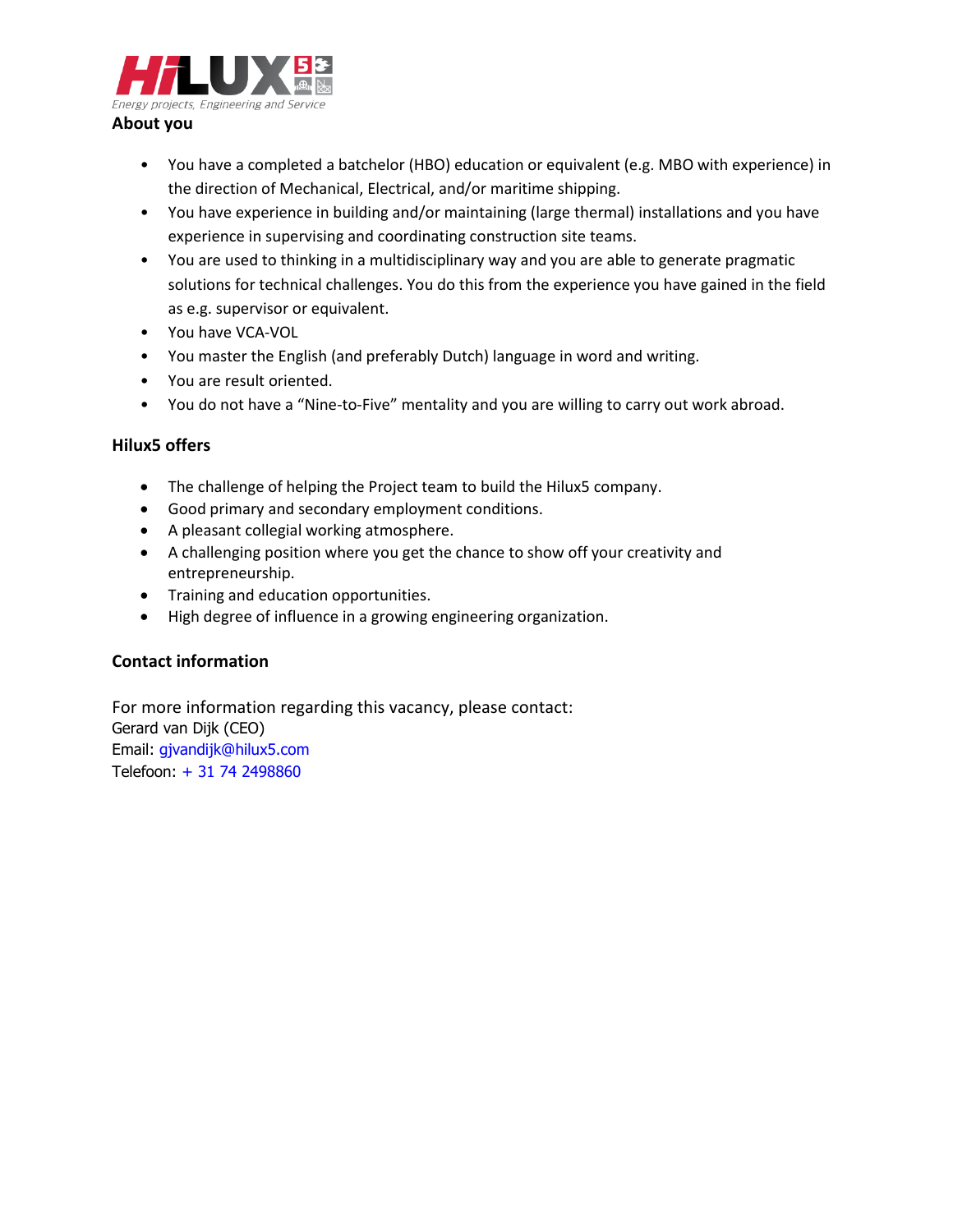## About you

- You have a completed a batchelor (HBO) education or equivalent (e.g. MBO with experience) in the direction of Mechanical, Electrical, and/or maritime shipping.
- You have experience in building and/or maintaining (large thermal) installations and you have experience in supervising and coordinating construction site teams.
- You are used to thinking in a multidisciplinary way and you are able to generate pragmatic solutions for technical challenges. You do this from the experience you have gained in the field as e.g. supervisor or equivalent.
- You have VCA-VOL
- You master the English (and preferably Dutch) language in word and writing.
- You are result oriented.
- You do not have a "Nine-to-Five" mentality and you are willing to carry out work abroad.

## Hilux5 offers

- The challenge of helping the Project team to build the Hilux5 company.
- Good primary and secondary employment conditions.
- A pleasant collegial working atmosphere.
- A challenging position where you get the chance to show off your creativity and entrepreneurship.
- Training and education opportunities.
- High degree of influence in a growing engineering organization.

## Contact information

For more information regarding this vacancy, please contact:
Gerard van Dijk (CEO)
Email: gjvandijk@hilux5.com
Telefoon: + 31 74 2498860